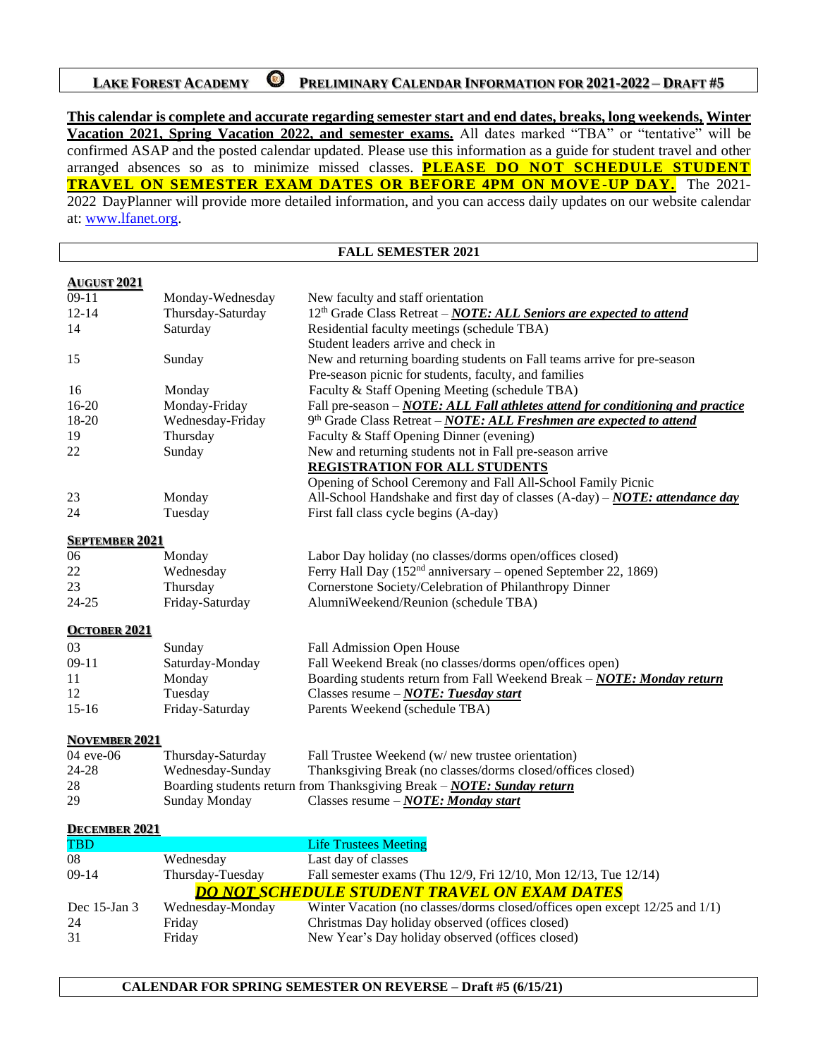# LAKE FOREST ACADEMY — PRELIMINARY CALENDAR INFORMATION FOR 2021-2022 – DRAFT #5

**This calendar is complete and accurate regarding semester start and end dates, breaks, long weekends, Winter Vacation 2021, Spring Vacation 2022, and semester exams.** All dates marked "TBA" or "tentative" will be confirmed ASAP and the posted calendar updated. Please use this information as a guide for student travel and other arranged absences so as to minimize missed classes. **PLEASE DO NOT SCHEDULE STUDENT TRAVEL ON SEMESTER EXAM DATES OR BEFORE 4PM ON MOVE-UP DAY.** The 2021-2022 DayPlanner will provide more detailed information, and you can access daily updates on our website calendar at: www.lfanet.org.

## FALL SEMESTER 2021

### AUGUST 2021

| Date | Day | Event |
|---|---|---|
| 09-11 | Monday-Wednesday | New faculty and staff orientation |
| 12-14 | Thursday-Saturday | 12th Grade Class Retreat – ***NOTE: ALL Seniors are expected to attend*** |
| 14 | Saturday | Residential faculty meetings (schedule TBA) |
| | | Student leaders arrive and check in |
| 15 | Sunday | New and returning boarding students on Fall teams arrive for pre-season |
| | | Pre-season picnic for students, faculty, and families |
| 16 | Monday | Faculty & Staff Opening Meeting (schedule TBA) |
| 16-20 | Monday-Friday | Fall pre-season – ***NOTE: ALL Fall athletes attend for conditioning and practice*** |
| 18-20 | Wednesday-Friday | 9th Grade Class Retreat – ***NOTE: ALL Freshmen are expected to attend*** |
| 19 | Thursday | Faculty & Staff Opening Dinner (evening) |
| 22 | Sunday | New and returning students not in Fall pre-season arrive |
| | | **REGISTRATION FOR ALL STUDENTS** |
| | | Opening of School Ceremony and Fall All-School Family Picnic |
| 23 | Monday | All-School Handshake and first day of classes (A-day) – ***NOTE: attendance day*** |
| 24 | Tuesday | First fall class cycle begins (A-day) |

### SEPTEMBER 2021

| Date | Day | Event |
|---|---|---|
| 06 | Monday | Labor Day holiday (no classes/dorms open/offices closed) |
| 22 | Wednesday | Ferry Hall Day (152nd anniversary – opened September 22, 1869) |
| 23 | Thursday | Cornerstone Society/Celebration of Philanthropy Dinner |
| 24-25 | Friday-Saturday | AlumniWeekend/Reunion (schedule TBA) |

### OCTOBER 2021

| Date | Day | Event |
|---|---|---|
| 03 | Sunday | Fall Admission Open House |
| 09-11 | Saturday-Monday | Fall Weekend Break (no classes/dorms open/offices open) |
| 11 | Monday | Boarding students return from Fall Weekend Break – ***NOTE: Monday return*** |
| 12 | Tuesday | Classes resume – ***NOTE: Tuesday start*** |
| 15-16 | Friday-Saturday | Parents Weekend (schedule TBA) |

### NOVEMBER 2021

| Date | Day | Event |
|---|---|---|
| 04 eve-06 | Thursday-Saturday | Fall Trustee Weekend (w/ new trustee orientation) |
| 24-28 | Wednesday-Sunday | Thanksgiving Break (no classes/dorms closed/offices closed) |
| 28 | | Boarding students return from Thanksgiving Break – ***NOTE: Sunday return*** |
| 29 | Sunday Monday | Classes resume – ***NOTE: Monday start*** |

### DECEMBER 2021

| Date | Day | Event |
|---|---|---|
| TBD | | Life Trustees Meeting |
| 08 | Wednesday | Last day of classes |
| 09-14 | Thursday-Tuesday | Fall semester exams (Thu 12/9, Fri 12/10, Mon 12/13, Tue 12/14) |
| | | ***DO NOT SCHEDULE STUDENT TRAVEL ON EXAM DATES*** |
| Dec 15-Jan 3 | Wednesday-Monday | Winter Vacation (no classes/dorms closed/offices open except 12/25 and 1/1) |
| 24 | Friday | Christmas Day holiday observed (offices closed) |
| 31 | Friday | New Year's Day holiday observed (offices closed) |

**CALENDAR FOR SPRING SEMESTER ON REVERSE – Draft #5 (6/15/21)**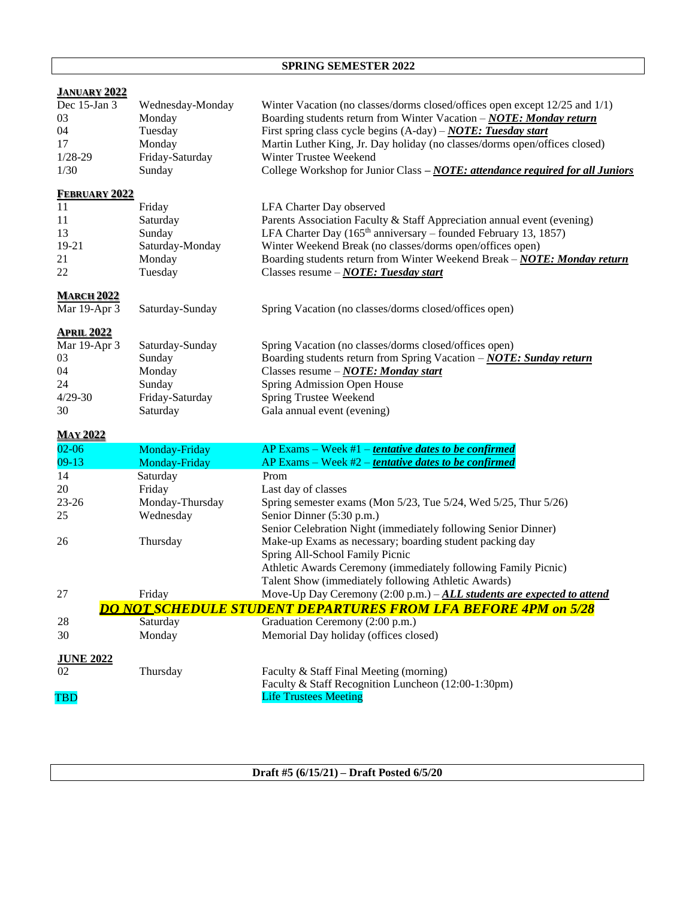## SPRING SEMESTER 2022

### JANUARY 2022

| | | |
|---|---|---|
| Dec 15-Jan 3 | Wednesday-Monday | Winter Vacation (no classes/dorms closed/offices open except 12/25 and 1/1) |
| 03 | Monday | Boarding students return from Winter Vacation – ***NOTE: Monday return*** |
| 04 | Tuesday | First spring class cycle begins (A-day) – ***NOTE: Tuesday start*** |
| 17 | Monday | Martin Luther King, Jr. Day holiday (no classes/dorms open/offices closed) |
| 1/28-29 | Friday-Saturday | Winter Trustee Weekend |
| 1/30 | Sunday | College Workshop for Junior Class – ***NOTE: attendance required for all Juniors*** |

### FEBRUARY 2022

| | | |
|---|---|---|
| 11 | Friday | LFA Charter Day observed |
| 11 | Saturday | Parents Association Faculty & Staff Appreciation annual event (evening) |
| 13 | Sunday | LFA Charter Day (165th anniversary – founded February 13, 1857) |
| 19-21 | Saturday-Monday | Winter Weekend Break (no classes/dorms open/offices open) |
| 21 | Monday | Boarding students return from Winter Weekend Break – ***NOTE: Monday return*** |
| 22 | Tuesday | Classes resume – ***NOTE: Tuesday start*** |

### MARCH 2022

| | | |
|---|---|---|
| Mar 19-Apr 3 | Saturday-Sunday | Spring Vacation (no classes/dorms closed/offices open) |

### APRIL 2022

| | | |
|---|---|---|
| Mar 19-Apr 3 | Saturday-Sunday | Spring Vacation (no classes/dorms closed/offices open) |
| 03 | Sunday | Boarding students return from Spring Vacation – ***NOTE: Sunday return*** |
| 04 | Monday | Classes resume – ***NOTE: Monday start*** |
| 24 | Sunday | Spring Admission Open House |
| 4/29-30 | Friday-Saturday | Spring Trustee Weekend |
| 30 | Saturday | Gala annual event (evening) |

### MAY 2022

| | | |
|---|---|---|
| 02-06 | Monday-Friday | AP Exams – Week #1 – ***tentative dates to be confirmed*** |
| 09-13 | Monday-Friday | AP Exams – Week #2 – ***tentative dates to be confirmed*** |
| 14 | Saturday | Prom |
| 20 | Friday | Last day of classes |
| 23-26 | Monday-Thursday | Spring semester exams (Mon 5/23, Tue 5/24, Wed 5/25, Thur 5/26) |
| 25 | Wednesday | Senior Dinner (5:30 p.m.) |
| | | Senior Celebration Night (immediately following Senior Dinner) |
| 26 | Thursday | Make-up Exams as necessary; boarding student packing day |
| | | Spring All-School Family Picnic |
| | | Athletic Awards Ceremony (immediately following Family Picnic) |
| | | Talent Show (immediately following Athletic Awards) |
| 27 | Friday | Move-Up Day Ceremony (2:00 p.m.) – ***ALL students are expected to attend*** |

***DO NOT SCHEDULE STUDENT DEPARTURES FROM LFA BEFORE 4PM on 5/28***

| | | |
|---|---|---|
| 28 | Saturday | Graduation Ceremony (2:00 p.m.) |
| 30 | Monday | Memorial Day holiday (offices closed) |

### JUNE 2022

| | | |
|---|---|---|
| 02 | Thursday | Faculty & Staff Final Meeting (morning) |
| | | Faculty & Staff Recognition Luncheon (12:00-1:30pm) |
| TBD | | Life Trustees Meeting |

**Draft #5 (6/15/21) – Draft Posted 6/5/20**